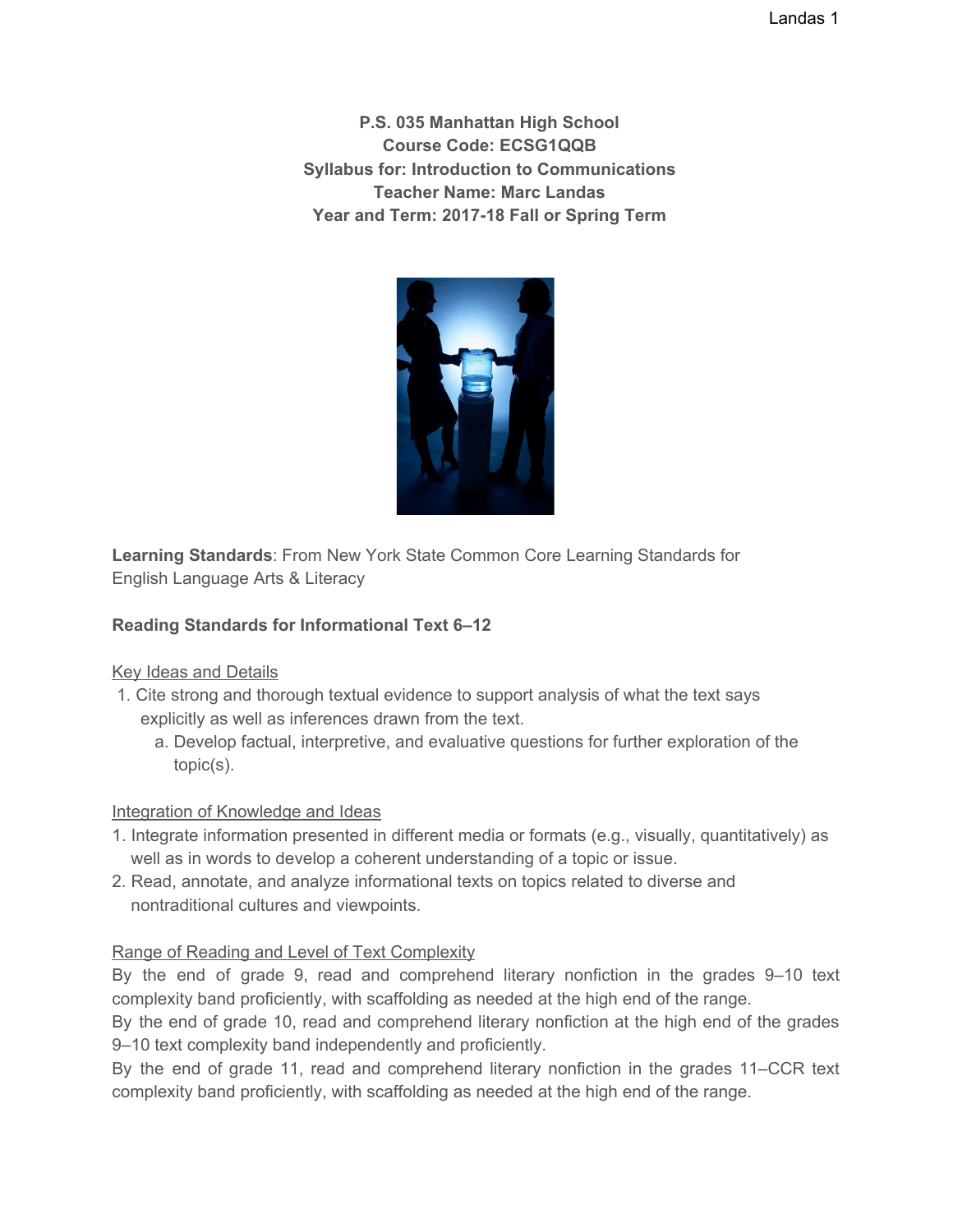**P.S. 035 Manhattan High School**
**Course Code: ECSG1QQB**
**Syllabus for: Introduction to Communications**
**Teacher Name: Marc Landas**
**Year and Term: 2017-18 Fall or Spring Term**

**Learning Standards**: From New York State Common Core Learning Standards for English Language Arts & Literacy

**Reading Standards for Informational Text 6–12**

Key Ideas and Details

1. Cite strong and thorough textual evidence to support analysis of what the text says explicitly as well as inferences drawn from the text.
   a. Develop factual, interpretive, and evaluative questions for further exploration of the topic(s).

Integration of Knowledge and Ideas

1. Integrate information presented in different media or formats (e.g., visually, quantitatively) as well as in words to develop a coherent understanding of a topic or issue.
2. Read, annotate, and analyze informational texts on topics related to diverse and nontraditional cultures and viewpoints.

Range of Reading and Level of Text Complexity

By the end of grade 9, read and comprehend literary nonfiction in the grades 9–10 text complexity band proficiently, with scaffolding as needed at the high end of the range.

By the end of grade 10, read and comprehend literary nonfiction at the high end of the grades 9–10 text complexity band independently and proficiently.

By the end of grade 11, read and comprehend literary nonfiction in the grades 11–CCR text complexity band proficiently, with scaffolding as needed at the high end of the range.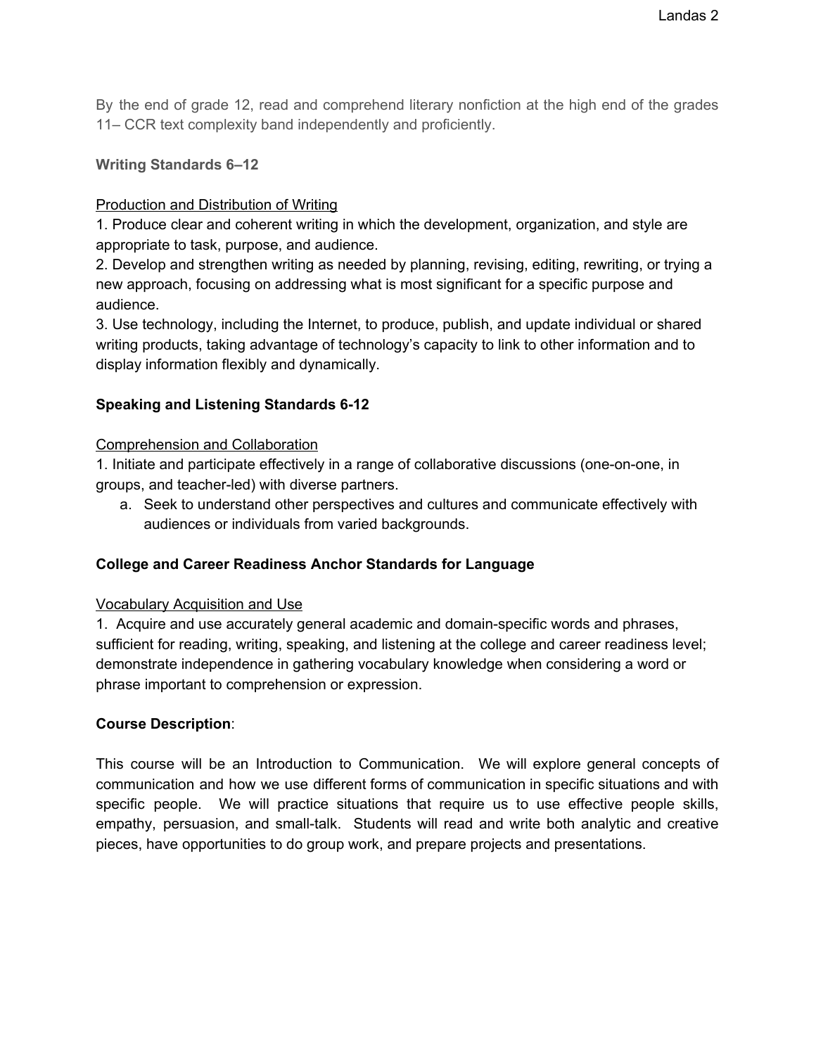By the end of grade 12, read and comprehend literary nonfiction at the high end of the grades 11– CCR text complexity band independently and proficiently.

### Writing Standards 6–12

<u>Production and Distribution of Writing</u>

1. Produce clear and coherent writing in which the development, organization, and style are appropriate to task, purpose, and audience.
2. Develop and strengthen writing as needed by planning, revising, editing, rewriting, or trying a new approach, focusing on addressing what is most significant for a specific purpose and audience.
3. Use technology, including the Internet, to produce, publish, and update individual or shared writing products, taking advantage of technology's capacity to link to other information and to display information flexibly and dynamically.

### Speaking and Listening Standards 6-12

<u>Comprehension and Collaboration</u>

1. Initiate and participate effectively in a range of collaborative discussions (one-on-one, in groups, and teacher-led) with diverse partners.
   a. Seek to understand other perspectives and cultures and communicate effectively with audiences or individuals from varied backgrounds.

### College and Career Readiness Anchor Standards for Language

<u>Vocabulary Acquisition and Use</u>

1. Acquire and use accurately general academic and domain-specific words and phrases, sufficient for reading, writing, speaking, and listening at the college and career readiness level; demonstrate independence in gathering vocabulary knowledge when considering a word or phrase important to comprehension or expression.

**Course Description**:

This course will be an Introduction to Communication. We will explore general concepts of communication and how we use different forms of communication in specific situations and with specific people. We will practice situations that require us to use effective people skills, empathy, persuasion, and small-talk. Students will read and write both analytic and creative pieces, have opportunities to do group work, and prepare projects and presentations.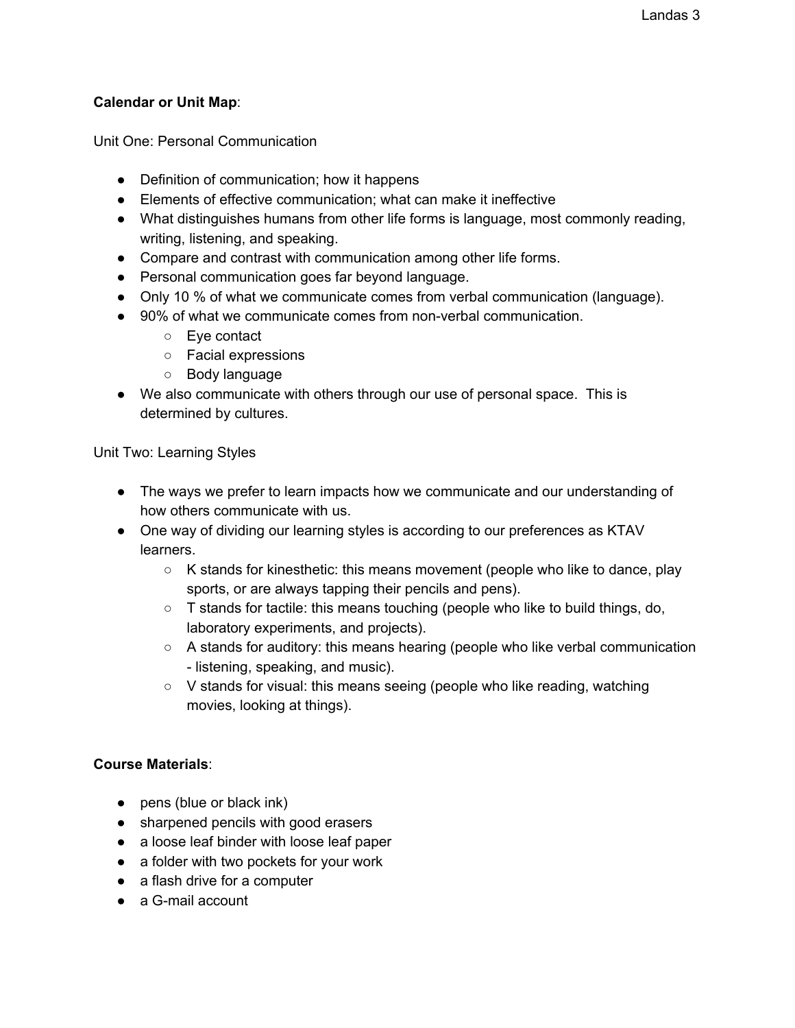**Calendar or Unit Map**:

Unit One: Personal Communication

- Definition of communication; how it happens
- Elements of effective communication; what can make it ineffective
- What distinguishes humans from other life forms is language, most commonly reading, writing, listening, and speaking.
- Compare and contrast with communication among other life forms.
- Personal communication goes far beyond language.
- Only 10 % of what we communicate comes from verbal communication (language).
- 90% of what we communicate comes from non-verbal communication.
    - Eye contact
    - Facial expressions
    - Body language
- We also communicate with others through our use of personal space.  This is determined by cultures.

Unit Two: Learning Styles

- The ways we prefer to learn impacts how we communicate and our understanding of how others communicate with us.
- One way of dividing our learning styles is according to our preferences as KTAV learners.
    - K stands for kinesthetic: this means movement (people who like to dance, play sports, or are always tapping their pencils and pens).
    - T stands for tactile: this means touching (people who like to build things, do, laboratory experiments, and projects).
    - A stands for auditory: this means hearing (people who like verbal communication - listening, speaking, and music).
    - V stands for visual: this means seeing (people who like reading, watching movies, looking at things).

**Course Materials**:

- pens (blue or black ink)
- sharpened pencils with good erasers
- a loose leaf binder with loose leaf paper
- a folder with two pockets for your work
- a flash drive for a computer
- a G-mail account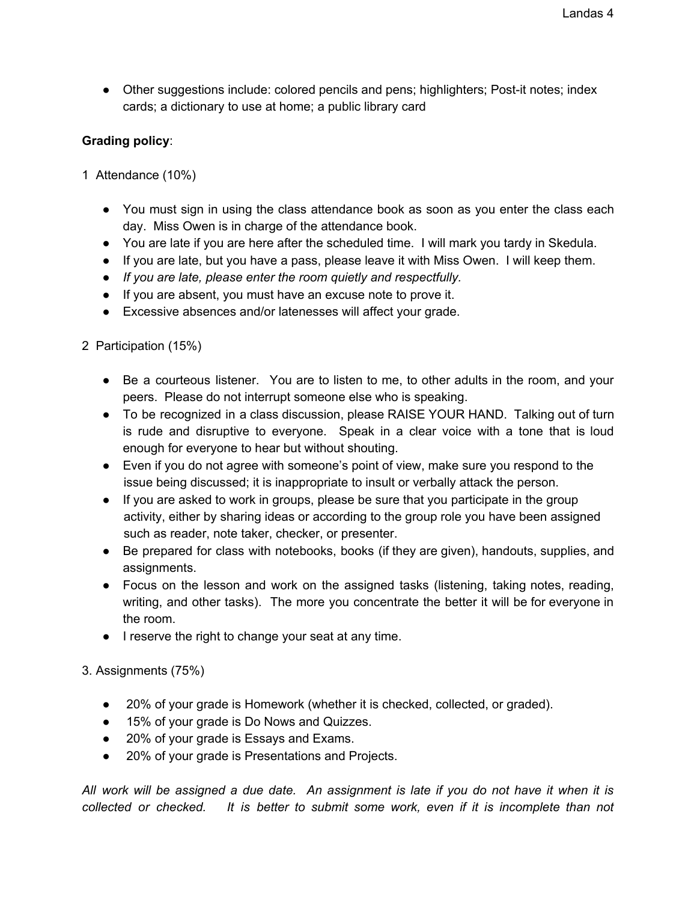- Other suggestions include: colored pencils and pens; highlighters; Post-it notes; index cards; a dictionary to use at home; a public library card

**Grading policy**:

1 Attendance (10%)

- You must sign in using the class attendance book as soon as you enter the class each day. Miss Owen is in charge of the attendance book.
- You are late if you are here after the scheduled time. I will mark you tardy in Skedula.
- If you are late, but you have a pass, please leave it with Miss Owen. I will keep them.
- *If you are late, please enter the room quietly and respectfully.*
- If you are absent, you must have an excuse note to prove it.
- Excessive absences and/or latenesses will affect your grade.

2 Participation (15%)

- Be a courteous listener. You are to listen to me, to other adults in the room, and your peers. Please do not interrupt someone else who is speaking.
- To be recognized in a class discussion, please RAISE YOUR HAND. Talking out of turn is rude and disruptive to everyone. Speak in a clear voice with a tone that is loud enough for everyone to hear but without shouting.
- Even if you do not agree with someone's point of view, make sure you respond to the issue being discussed; it is inappropriate to insult or verbally attack the person.
- If you are asked to work in groups, please be sure that you participate in the group activity, either by sharing ideas or according to the group role you have been assigned such as reader, note taker, checker, or presenter.
- Be prepared for class with notebooks, books (if they are given), handouts, supplies, and assignments.
- Focus on the lesson and work on the assigned tasks (listening, taking notes, reading, writing, and other tasks). The more you concentrate the better it will be for everyone in the room.
- I reserve the right to change your seat at any time.

3. Assignments (75%)

- 20% of your grade is Homework (whether it is checked, collected, or graded).
- 15% of your grade is Do Nows and Quizzes.
- 20% of your grade is Essays and Exams.
- 20% of your grade is Presentations and Projects.

*All work will be assigned a due date. An assignment is late if you do not have it when it is collected or checked. It is better to submit some work, even if it is incomplete than not*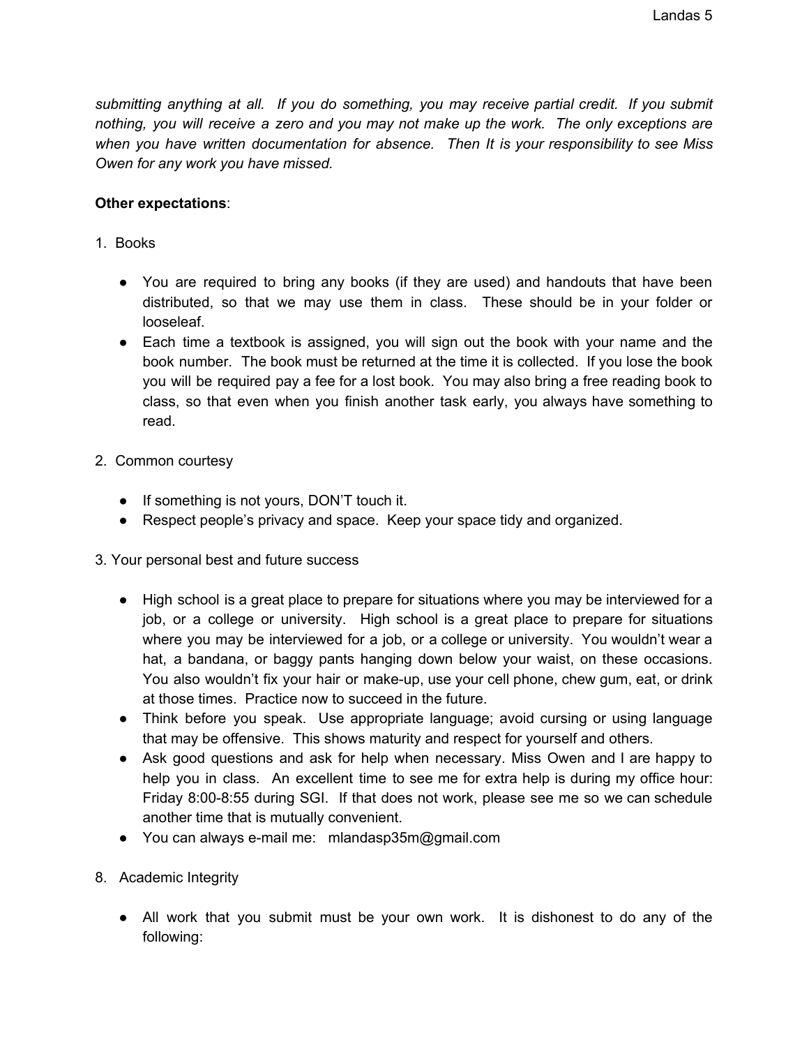*submitting anything at all. If you do something, you may receive partial credit. If you submit nothing, you will receive a zero and you may not make up the work. The only exceptions are when you have written documentation for absence. Then It is your responsibility to see Miss Owen for any work you have missed.*

**Other expectations**:

1. Books

   - You are required to bring any books (if they are used) and handouts that have been distributed, so that we may use them in class. These should be in your folder or looseleaf.
   - Each time a textbook is assigned, you will sign out the book with your name and the book number. The book must be returned at the time it is collected. If you lose the book you will be required pay a fee for a lost book. You may also bring a free reading book to class, so that even when you finish another task early, you always have something to read.

2. Common courtesy

   - If something is not yours, DON'T touch it.
   - Respect people's privacy and space. Keep your space tidy and organized.

3. Your personal best and future success

   - High school is a great place to prepare for situations where you may be interviewed for a job, or a college or university. High school is a great place to prepare for situations where you may be interviewed for a job, or a college or university. You wouldn't wear a hat, a bandana, or baggy pants hanging down below your waist, on these occasions. You also wouldn't fix your hair or make-up, use your cell phone, chew gum, eat, or drink at those times. Practice now to succeed in the future.
   - Think before you speak. Use appropriate language; avoid cursing or using language that may be offensive. This shows maturity and respect for yourself and others.
   - Ask good questions and ask for help when necessary. Miss Owen and I are happy to help you in class. An excellent time to see me for extra help is during my office hour: Friday 8:00-8:55 during SGI. If that does not work, please see me so we can schedule another time that is mutually convenient.
   - You can always e-mail me: mlandasp35m@gmail.com

8. Academic Integrity

   - All work that you submit must be your own work. It is dishonest to do any of the following: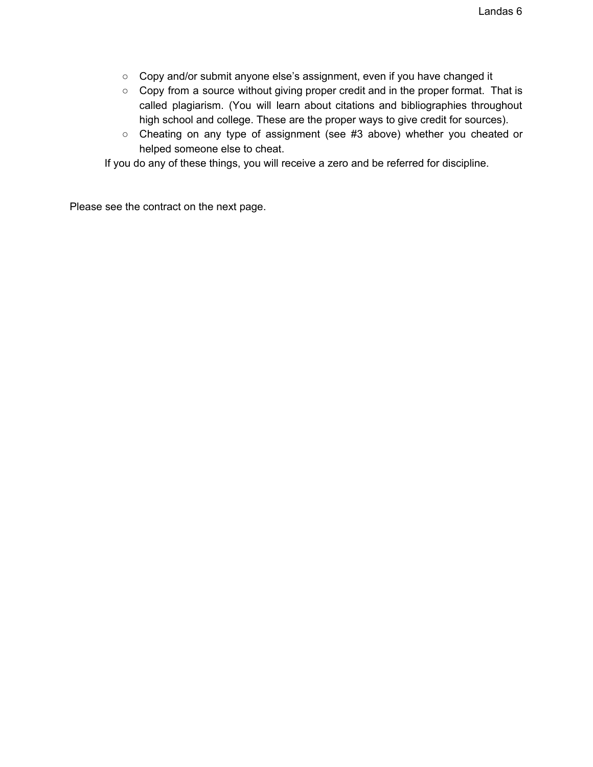- Copy and/or submit anyone else's assignment, even if you have changed it
- Copy from a source without giving proper credit and in the proper format. That is called plagiarism. (You will learn about citations and bibliographies throughout high school and college. These are the proper ways to give credit for sources).
- Cheating on any type of assignment (see #3 above) whether you cheated or helped someone else to cheat.

If you do any of these things, you will receive a zero and be referred for discipline.

Please see the contract on the next page.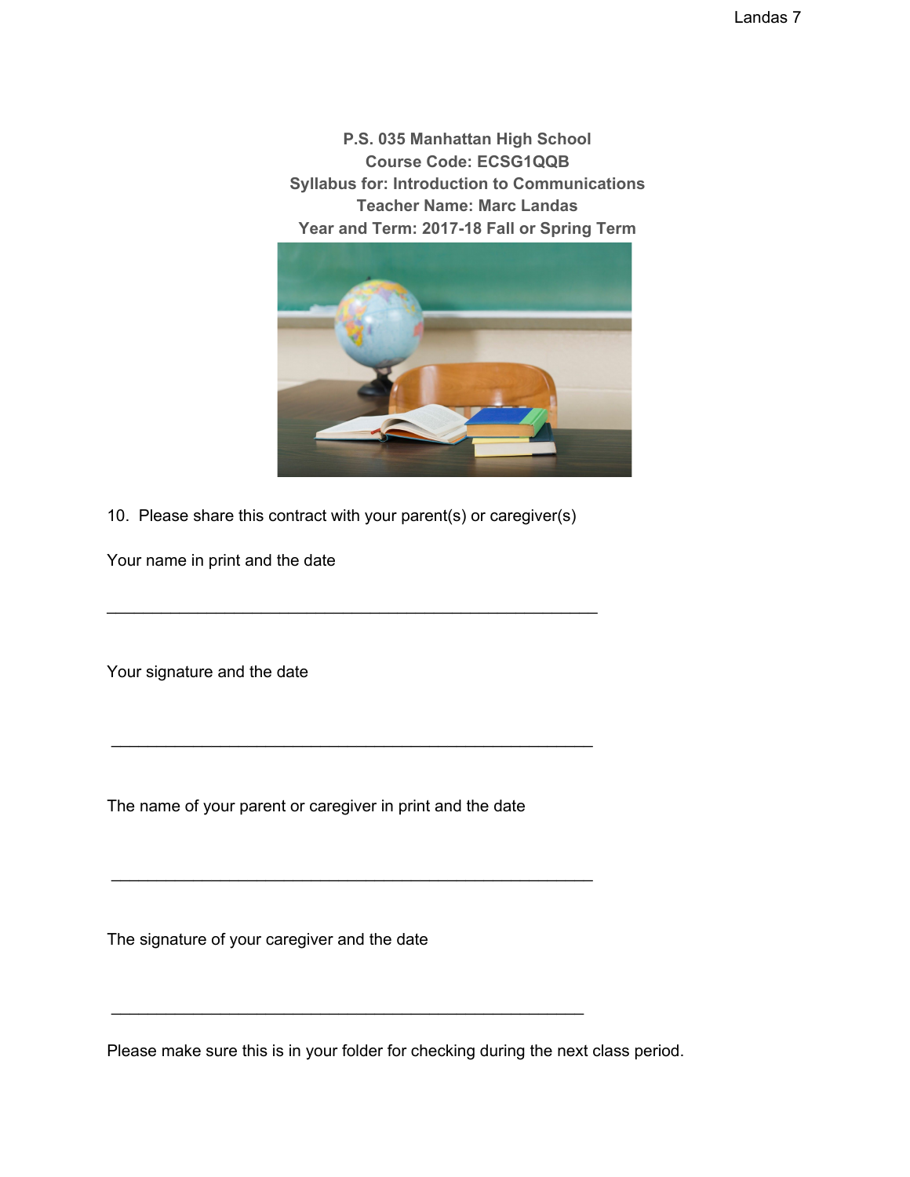**P.S. 035 Manhattan High School**
**Course Code: ECSG1QQB**
**Syllabus for: Introduction to Communications**
**Teacher Name: Marc Landas**
**Year and Term: 2017-18 Fall or Spring Term**

10. Please share this contract with your parent(s) or caregiver(s)

Your name in print and the date

_____________________________________________________

Your signature and the date

_____________________________________________________

The name of your parent or caregiver in print and the date

_____________________________________________________

The signature of your caregiver and the date

_____________________________________________________

Please make sure this is in your folder for checking during the next class period.